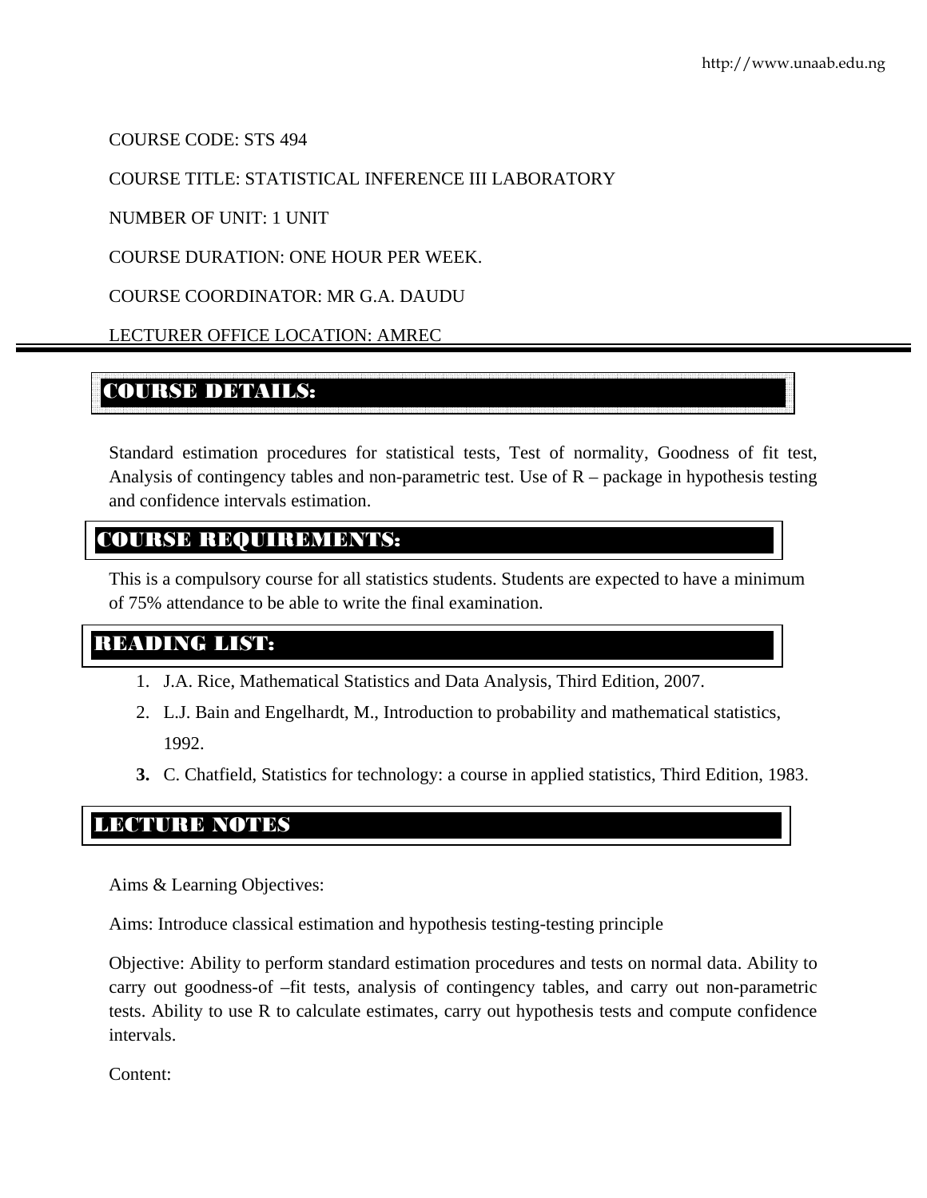COURSE CODE: STS 494

COURSE TITLE: STATISTICAL INFERENCE III LABORATORY

NUMBER OF UNIT: 1 UNIT

COURSE DURATION: ONE HOUR PER WEEK.

COURSE COORDINATOR: MR G.A. DAUDU

LECTURER OFFICE LOCATION: AMREC

## COURSE DETAILS:

Standard estimation procedures for statistical tests, Test of normality, Goodness of fit test, Analysis of contingency tables and non-parametric test. Use of R – package in hypothesis testing and confidence intervals estimation.

## COURSE REQUIREMENTS:

This is a compulsory course for all statistics students. Students are expected to have a minimum of 75% attendance to be able to write the final examination.

## READING LIST:

1. J.A. Rice, Mathematical Statistics and Data Analysis, Third Edition, 2007.
2. L.J. Bain and Engelhardt, M., Introduction to probability and mathematical statistics, 1992.
3. C. Chatfield, Statistics for technology: a course in applied statistics, Third Edition, 1983.

## LECTURE NOTES

Aims & Learning Objectives:

Aims: Introduce classical estimation and hypothesis testing-testing principle

Objective: Ability to perform standard estimation procedures and tests on normal data. Ability to carry out goodness-of –fit tests, analysis of contingency tables, and carry out non-parametric tests. Ability to use R to calculate estimates, carry out hypothesis tests and compute confidence intervals.

Content: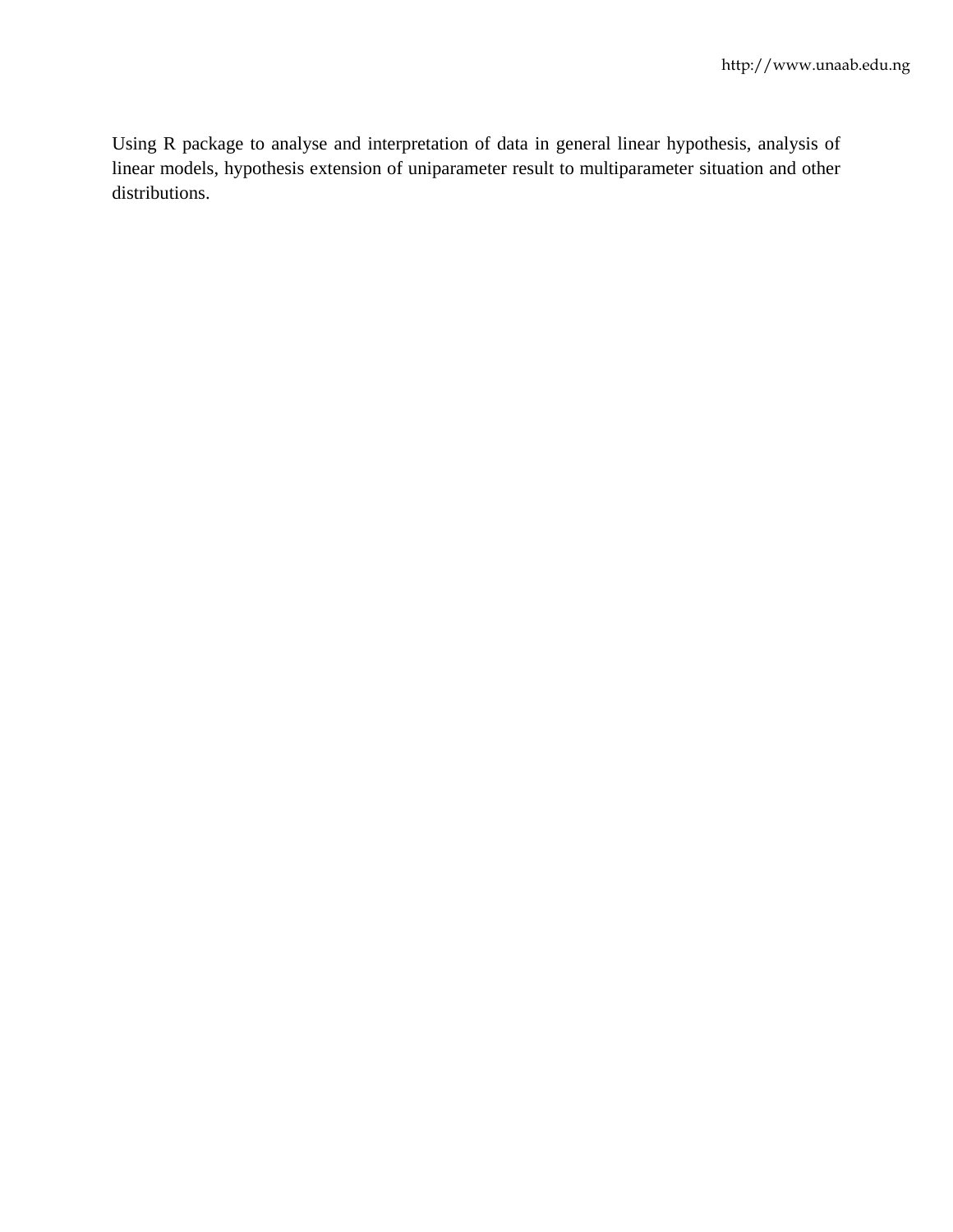Using R package to analyse and interpretation of data in general linear hypothesis, analysis of linear models, hypothesis extension of uniparameter result to multiparameter situation and other distributions.